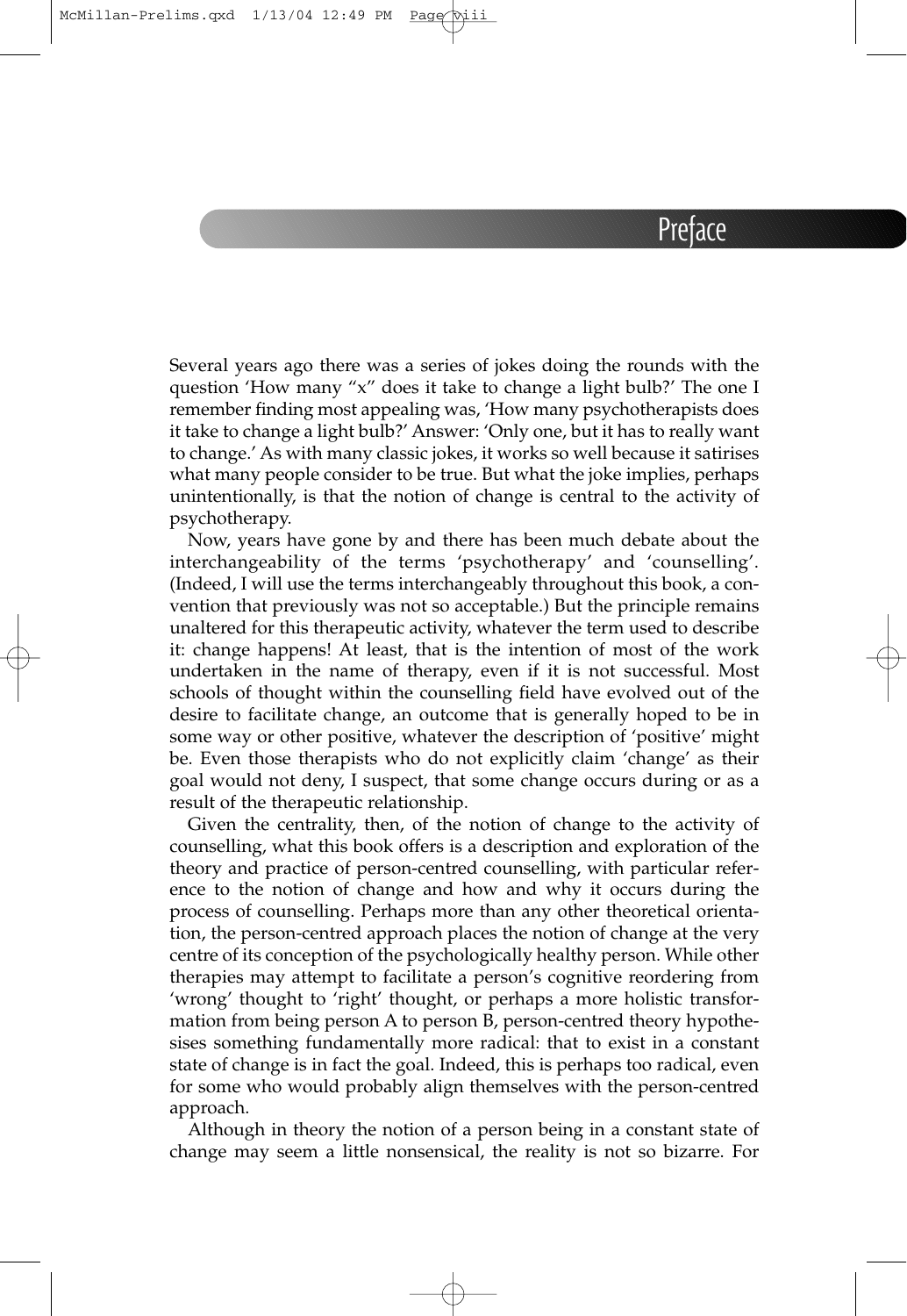# Preface

Several years ago there was a series of jokes doing the rounds with the question 'How many "x" does it take to change a light bulb?' The one I remember finding most appealing was, 'How many psychotherapists does it take to change a light bulb?' Answer: 'Only one, but it has to really want to change.' As with many classic jokes, it works so well because it satirises what many people consider to be true. But what the joke implies, perhaps unintentionally, is that the notion of change is central to the activity of psychotherapy.

Now, years have gone by and there has been much debate about the interchangeability of the terms 'psychotherapy' and 'counselling'. (Indeed, I will use the terms interchangeably throughout this book, a convention that previously was not so acceptable.) But the principle remains unaltered for this therapeutic activity, whatever the term used to describe it: change happens! At least, that is the intention of most of the work undertaken in the name of therapy, even if it is not successful. Most schools of thought within the counselling field have evolved out of the desire to facilitate change, an outcome that is generally hoped to be in some way or other positive, whatever the description of 'positive' might be. Even those therapists who do not explicitly claim 'change' as their goal would not deny, I suspect, that some change occurs during or as a result of the therapeutic relationship.

Given the centrality, then, of the notion of change to the activity of counselling, what this book offers is a description and exploration of the theory and practice of person-centred counselling, with particular reference to the notion of change and how and why it occurs during the process of counselling. Perhaps more than any other theoretical orientation, the person-centred approach places the notion of change at the very centre of its conception of the psychologically healthy person. While other therapies may attempt to facilitate a person's cognitive reordering from 'wrong' thought to 'right' thought, or perhaps a more holistic transformation from being person A to person B, person-centred theory hypothesises something fundamentally more radical: that to exist in a constant state of change is in fact the goal. Indeed, this is perhaps too radical, even for some who would probably align themselves with the person-centred approach.

Although in theory the notion of a person being in a constant state of change may seem a little nonsensical, the reality is not so bizarre. For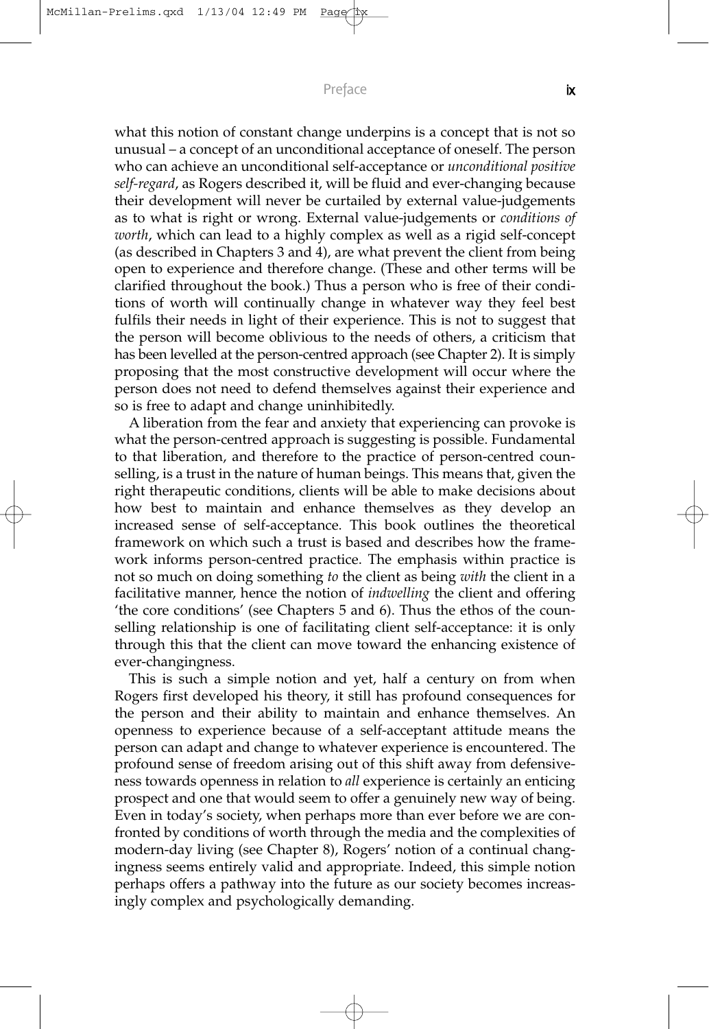what this notion of constant change underpins is a concept that is not so unusual – a concept of an unconditional acceptance of oneself. The person who can achieve an unconditional self-acceptance or *unconditional positive self-regard*, as Rogers described it, will be fluid and ever-changing because their development will never be curtailed by external value-judgements as to what is right or wrong. External value-judgements or *conditions of worth*, which can lead to a highly complex as well as a rigid self-concept (as described in Chapters 3 and 4), are what prevent the client from being open to experience and therefore change. (These and other terms will be clarified throughout the book.) Thus a person who is free of their conditions of worth will continually change in whatever way they feel best fulfils their needs in light of their experience. This is not to suggest that the person will become oblivious to the needs of others, a criticism that has been levelled at the person-centred approach (see Chapter 2). It is simply proposing that the most constructive development will occur where the person does not need to defend themselves against their experience and so is free to adapt and change uninhibitedly.

A liberation from the fear and anxiety that experiencing can provoke is what the person-centred approach is suggesting is possible. Fundamental to that liberation, and therefore to the practice of person-centred counselling, is a trust in the nature of human beings. This means that, given the right therapeutic conditions, clients will be able to make decisions about how best to maintain and enhance themselves as they develop an increased sense of self-acceptance. This book outlines the theoretical framework on which such a trust is based and describes how the framework informs person-centred practice. The emphasis within practice is not so much on doing something *to* the client as being *with* the client in a facilitative manner, hence the notion of *indwelling* the client and offering 'the core conditions' (see Chapters 5 and 6). Thus the ethos of the counselling relationship is one of facilitating client self-acceptance: it is only through this that the client can move toward the enhancing existence of ever-changingness.

This is such a simple notion and yet, half a century on from when Rogers first developed his theory, it still has profound consequences for the person and their ability to maintain and enhance themselves. An openness to experience because of a self-acceptant attitude means the person can adapt and change to whatever experience is encountered. The profound sense of freedom arising out of this shift away from defensiveness towards openness in relation to *all* experience is certainly an enticing prospect and one that would seem to offer a genuinely new way of being. Even in today's society, when perhaps more than ever before we are confronted by conditions of worth through the media and the complexities of modern-day living (see Chapter 8), Rogers' notion of a continual changingness seems entirely valid and appropriate. Indeed, this simple notion perhaps offers a pathway into the future as our society becomes increasingly complex and psychologically demanding.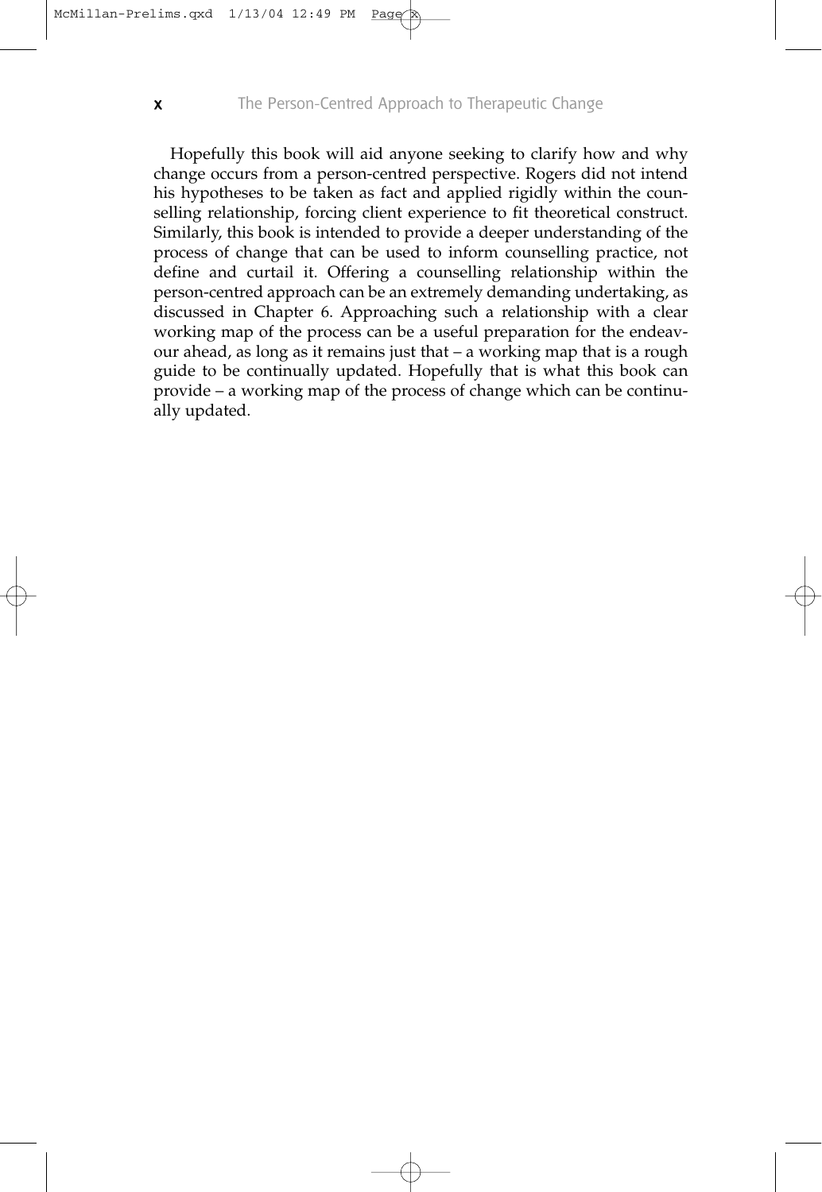Hopefully this book will aid anyone seeking to clarify how and why change occurs from a person-centred perspective. Rogers did not intend his hypotheses to be taken as fact and applied rigidly within the counselling relationship, forcing client experience to fit theoretical construct. Similarly, this book is intended to provide a deeper understanding of the process of change that can be used to inform counselling practice, not define and curtail it. Offering a counselling relationship within the person-centred approach can be an extremely demanding undertaking, as discussed in Chapter 6. Approaching such a relationship with a clear working map of the process can be a useful preparation for the endeavour ahead, as long as it remains just that – a working map that is a rough guide to be continually updated. Hopefully that is what this book can provide – a working map of the process of change which can be continually updated.